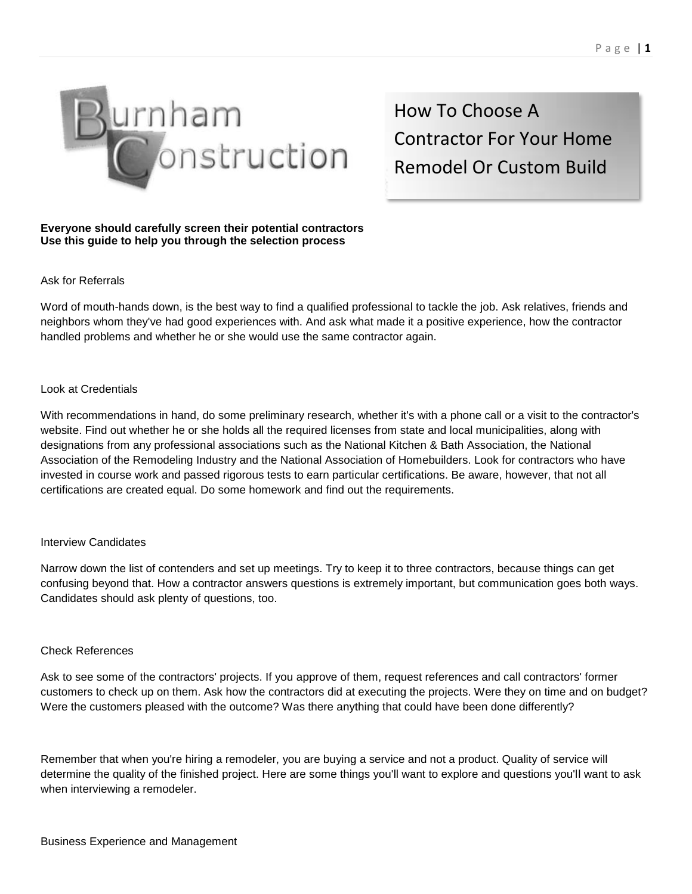Burnham Construction

# How To Choose A Contractor For Your Home Remodel Or Custom Build

**Everyone should carefully screen their potential contractors**
**Use this guide to help you through the selection process**

## Ask for Referrals

Word of mouth-hands down, is the best way to find a qualified professional to tackle the job. Ask relatives, friends and neighbors whom they've had good experiences with. And ask what made it a positive experience, how the contractor handled problems and whether he or she would use the same contractor again.

## Look at Credentials

With recommendations in hand, do some preliminary research, whether it's with a phone call or a visit to the contractor's website. Find out whether he or she holds all the required licenses from state and local municipalities, along with designations from any professional associations such as the National Kitchen & Bath Association, the National Association of the Remodeling Industry and the National Association of Homebuilders. Look for contractors who have invested in course work and passed rigorous tests to earn particular certifications. Be aware, however, that not all certifications are created equal. Do some homework and find out the requirements.

## Interview Candidates

Narrow down the list of contenders and set up meetings. Try to keep it to three contractors, because things can get confusing beyond that. How a contractor answers questions is extremely important, but communication goes both ways. Candidates should ask plenty of questions, too.

## Check References

Ask to see some of the contractors' projects. If you approve of them, request references and call contractors' former customers to check up on them. Ask how the contractors did at executing the projects. Were they on time and on budget? Were the customers pleased with the outcome? Was there anything that could have been done differently?

Remember that when you're hiring a remodeler, you are buying a service and not a product. Quality of service will determine the quality of the finished project. Here are some things you'll want to explore and questions you'll want to ask when interviewing a remodeler.

## Business Experience and Management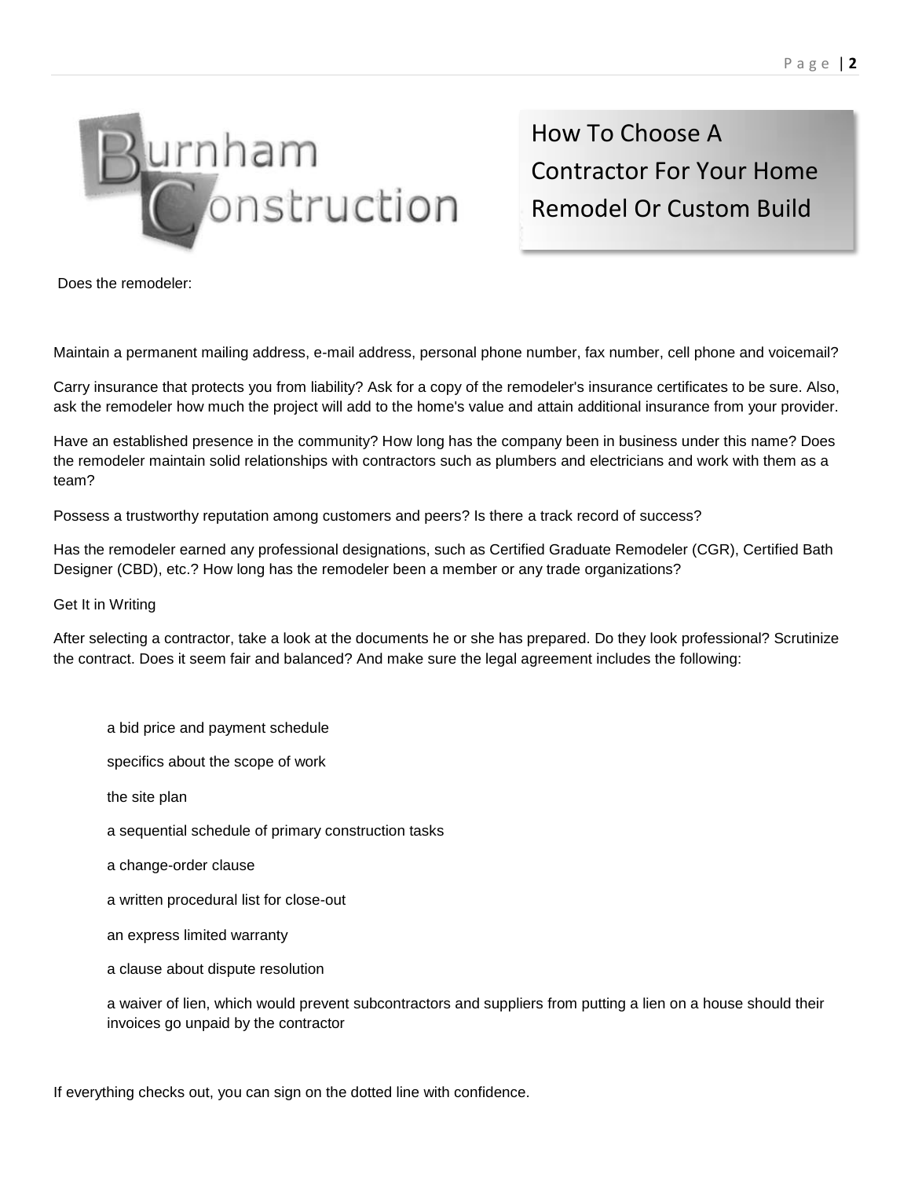Burnham Construction

# How To Choose A Contractor For Your Home Remodel Or Custom Build

Does the remodeler:

Maintain a permanent mailing address, e-mail address, personal phone number, fax number, cell phone and voicemail?

Carry insurance that protects you from liability? Ask for a copy of the remodeler's insurance certificates to be sure. Also, ask the remodeler how much the project will add to the home's value and attain additional insurance from your provider.

Have an established presence in the community? How long has the company been in business under this name? Does the remodeler maintain solid relationships with contractors such as plumbers and electricians and work with them as a team?

Possess a trustworthy reputation among customers and peers? Is there a track record of success?

Has the remodeler earned any professional designations, such as Certified Graduate Remodeler (CGR), Certified Bath Designer (CBD), etc.? How long has the remodeler been a member or any trade organizations?

## Get It in Writing

After selecting a contractor, take a look at the documents he or she has prepared. Do they look professional? Scrutinize the contract. Does it seem fair and balanced? And make sure the legal agreement includes the following:

- a bid price and payment schedule
- specifics about the scope of work
- the site plan
- a sequential schedule of primary construction tasks
- a change-order clause
- a written procedural list for close-out
- an express limited warranty
- a clause about dispute resolution
- a waiver of lien, which would prevent subcontractors and suppliers from putting a lien on a house should their invoices go unpaid by the contractor

If everything checks out, you can sign on the dotted line with confidence.